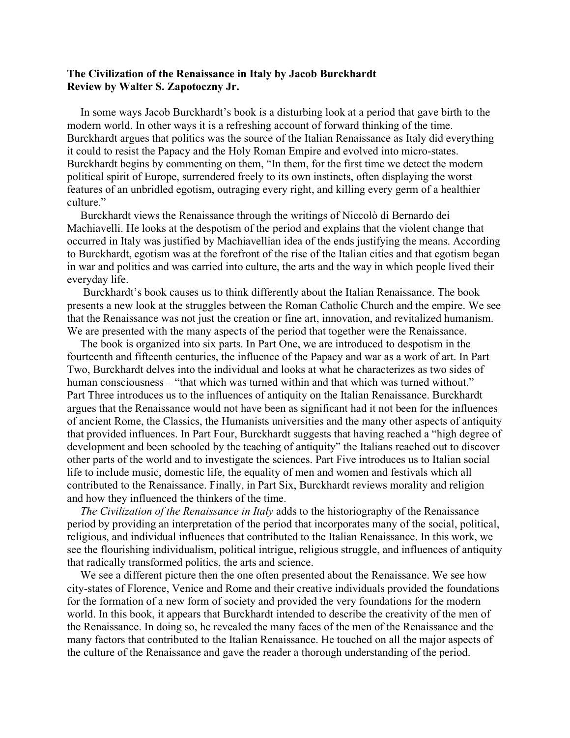**The Civilization of the Renaissance in Italy by Jacob Burckhardt**
**Review by Walter S. Zapotoczny Jr.**

In some ways Jacob Burckhardt's book is a disturbing look at a period that gave birth to the modern world. In other ways it is a refreshing account of forward thinking of the time. Burckhardt argues that politics was the source of the Italian Renaissance as Italy did everything it could to resist the Papacy and the Holy Roman Empire and evolved into micro-states. Burckhardt begins by commenting on them, "In them, for the first time we detect the modern political spirit of Europe, surrendered freely to its own instincts, often displaying the worst features of an unbridled egotism, outraging every right, and killing every germ of a healthier culture."

Burckhardt views the Renaissance through the writings of Niccolò di Bernardo dei Machiavelli. He looks at the despotism of the period and explains that the violent change that occurred in Italy was justified by Machiavellian idea of the ends justifying the means. According to Burckhardt, egotism was at the forefront of the rise of the Italian cities and that egotism began in war and politics and was carried into culture, the arts and the way in which people lived their everyday life.

Burckhardt's book causes us to think differently about the Italian Renaissance. The book presents a new look at the struggles between the Roman Catholic Church and the empire. We see that the Renaissance was not just the creation or fine art, innovation, and revitalized humanism. We are presented with the many aspects of the period that together were the Renaissance.

The book is organized into six parts. In Part One, we are introduced to despotism in the fourteenth and fifteenth centuries, the influence of the Papacy and war as a work of art. In Part Two, Burckhardt delves into the individual and looks at what he characterizes as two sides of human consciousness – "that which was turned within and that which was turned without." Part Three introduces us to the influences of antiquity on the Italian Renaissance. Burckhardt argues that the Renaissance would not have been as significant had it not been for the influences of ancient Rome, the Classics, the Humanists universities and the many other aspects of antiquity that provided influences. In Part Four, Burckhardt suggests that having reached a "high degree of development and been schooled by the teaching of antiquity" the Italians reached out to discover other parts of the world and to investigate the sciences. Part Five introduces us to Italian social life to include music, domestic life, the equality of men and women and festivals which all contributed to the Renaissance. Finally, in Part Six, Burckhardt reviews morality and religion and how they influenced the thinkers of the time.

*The Civilization of the Renaissance in Italy* adds to the historiography of the Renaissance period by providing an interpretation of the period that incorporates many of the social, political, religious, and individual influences that contributed to the Italian Renaissance. In this work, we see the flourishing individualism, political intrigue, religious struggle, and influences of antiquity that radically transformed politics, the arts and science.

We see a different picture then the one often presented about the Renaissance. We see how city-states of Florence, Venice and Rome and their creative individuals provided the foundations for the formation of a new form of society and provided the very foundations for the modern world. In this book, it appears that Burckhardt intended to describe the creativity of the men of the Renaissance. In doing so, he revealed the many faces of the men of the Renaissance and the many factors that contributed to the Italian Renaissance. He touched on all the major aspects of the culture of the Renaissance and gave the reader a thorough understanding of the period.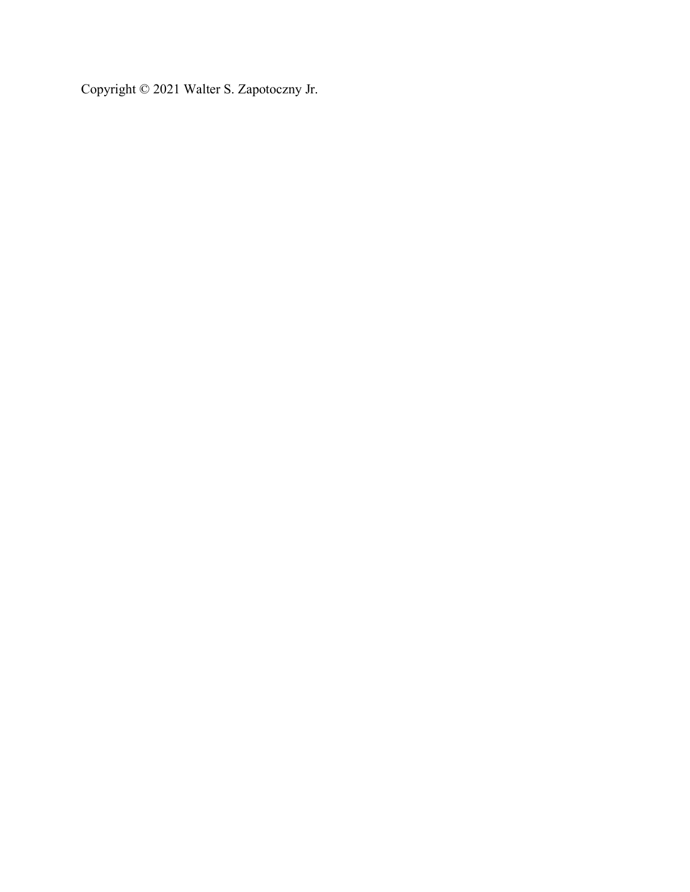Copyright © 2021 Walter S. Zapotoczny Jr.